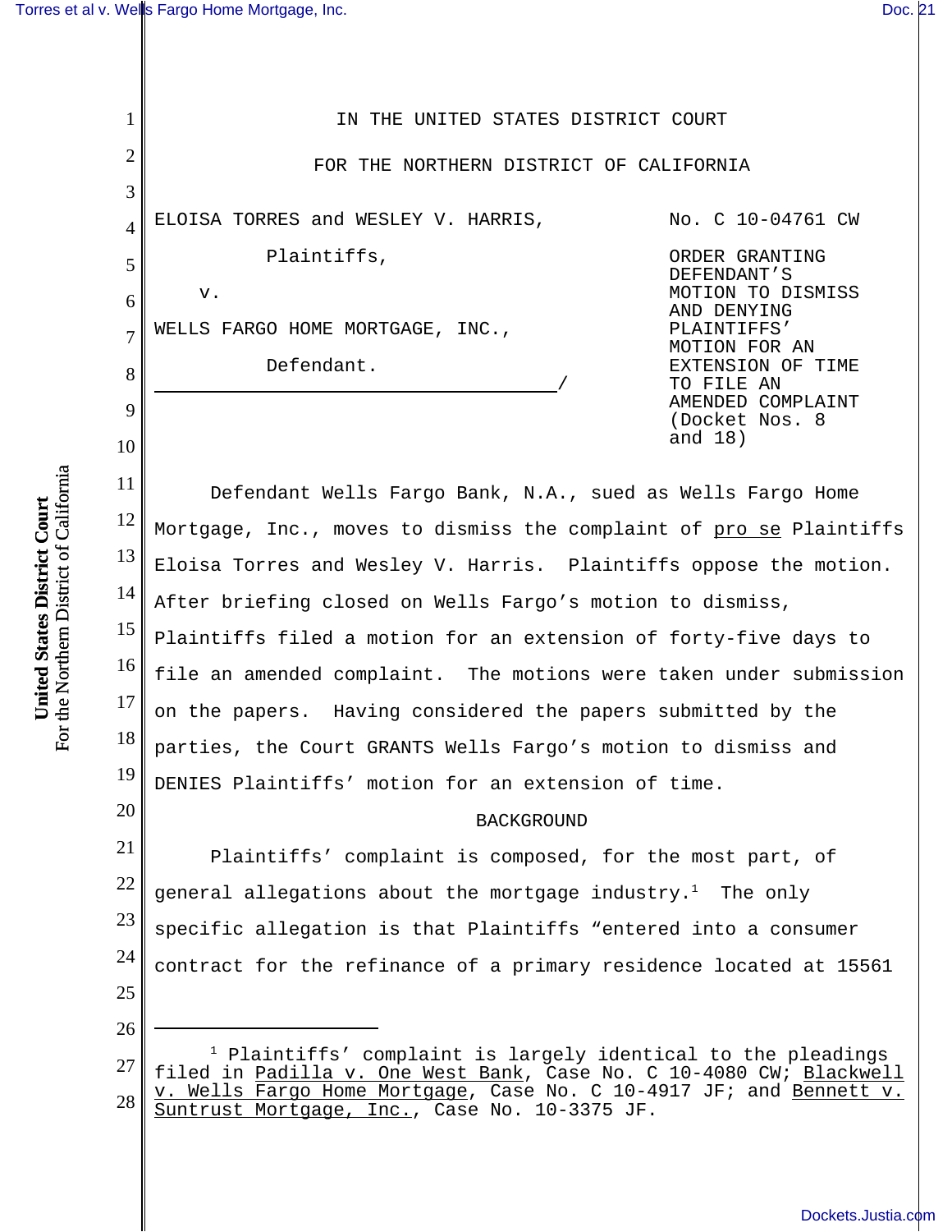IN THE UNITED STATES DISTRICT COURT

FOR THE NORTHERN DISTRICT OF CALIFORNIA

ELOISA TORRES and WESLEY V. HARRIS,

Plaintiffs,

v.

WELLS FARGO HOME MORTGAGE, INC.,

Defendant.

No. C 10-04761 CW

ORDER GRANTING DEFENDANT'S MOTION TO DISMISS AND DENYING PLAINTIFFS' MOTION FOR AN EXTENSION OF TIME TO FILE AN AMENDED COMPLAINT (Docket Nos. 8 and 18)

Defendant Wells Fargo Bank, N.A., sued as Wells Fargo Home Mortgage, Inc., moves to dismiss the complaint of pro se Plaintiffs Eloisa Torres and Wesley V. Harris. Plaintiffs oppose the motion. After briefing closed on Wells Fargo's motion to dismiss, Plaintiffs filed a motion for an extension of forty-five days to file an amended complaint. The motions were taken under submission on the papers. Having considered the papers submitted by the parties, the Court GRANTS Wells Fargo's motion to dismiss and DENIES Plaintiffs' motion for an extension of time.

## BACKGROUND

Plaintiffs' complaint is composed, for the most part, of general allegations about the mortgage industry.[1] The only specific allegation is that Plaintiffs "entered into a consumer contract for the refinance of a primary residence located at 15561

---

[1] Plaintiffs' complaint is largely identical to the pleadings filed in Padilla v. One West Bank, Case No. C 10-4080 CW; Blackwell v. Wells Fargo Home Mortgage, Case No. C 10-4917 JF; and Bennett v. Suntrust Mortgage, Inc., Case No. 10-3375 JF.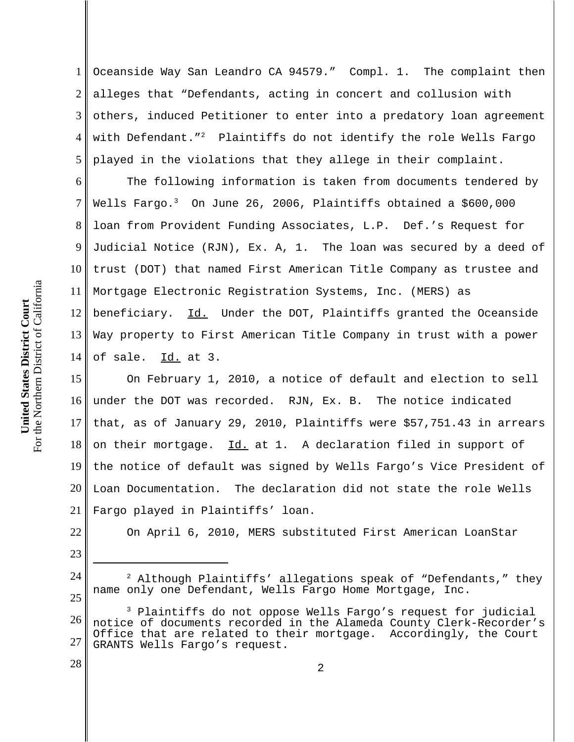Oceanside Way San Leandro CA 94579." Compl. 1. The complaint then alleges that "Defendants, acting in concert and collusion with others, induced Petitioner to enter into a predatory loan agreement with Defendant."[2] Plaintiffs do not identify the role Wells Fargo played in the violations that they allege in their complaint.

The following information is taken from documents tendered by Wells Fargo.[3] On June 26, 2006, Plaintiffs obtained a $600,000 loan from Provident Funding Associates, L.P. Def.'s Request for Judicial Notice (RJN), Ex. A, 1. The loan was secured by a deed of trust (DOT) that named First American Title Company as trustee and Mortgage Electronic Registration Systems, Inc. (MERS) as beneficiary. Id. Under the DOT, Plaintiffs granted the Oceanside Way property to First American Title Company in trust with a power of sale. Id. at 3.

On February 1, 2010, a notice of default and election to sell under the DOT was recorded. RJN, Ex. B. The notice indicated that, as of January 29, 2010, Plaintiffs were $57,751.43 in arrears on their mortgage. Id. at 1. A declaration filed in support of the notice of default was signed by Wells Fargo's Vice President of Loan Documentation. The declaration did not state the role Wells Fargo played in Plaintiffs' loan.

On April 6, 2010, MERS substituted First American LoanStar

---

[2] Although Plaintiffs' allegations speak of "Defendants," they name only one Defendant, Wells Fargo Home Mortgage, Inc.

[3] Plaintiffs do not oppose Wells Fargo's request for judicial notice of documents recorded in the Alameda County Clerk-Recorder's Office that are related to their mortgage. Accordingly, the Court GRANTS Wells Fargo's request.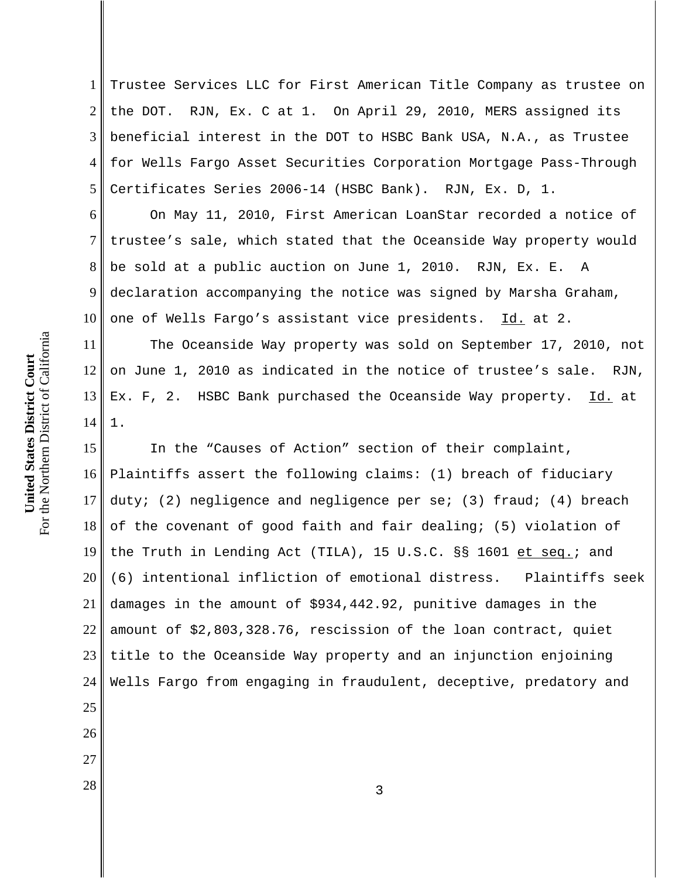Trustee Services LLC for First American Title Company as trustee on the DOT. RJN, Ex. C at 1. On April 29, 2010, MERS assigned its beneficial interest in the DOT to HSBC Bank USA, N.A., as Trustee for Wells Fargo Asset Securities Corporation Mortgage Pass-Through Certificates Series 2006-14 (HSBC Bank). RJN, Ex. D, 1.

On May 11, 2010, First American LoanStar recorded a notice of trustee's sale, which stated that the Oceanside Way property would be sold at a public auction on June 1, 2010. RJN, Ex. E. A declaration accompanying the notice was signed by Marsha Graham, one of Wells Fargo's assistant vice presidents. Id. at 2.

The Oceanside Way property was sold on September 17, 2010, not on June 1, 2010 as indicated in the notice of trustee's sale. RJN, Ex. F, 2. HSBC Bank purchased the Oceanside Way property. Id. at 1.

In the "Causes of Action" section of their complaint, Plaintiffs assert the following claims: (1) breach of fiduciary duty; (2) negligence and negligence per se; (3) fraud; (4) breach of the covenant of good faith and fair dealing; (5) violation of the Truth in Lending Act (TILA), 15 U.S.C. §§ 1601 et seq.; and (6) intentional infliction of emotional distress. Plaintiffs seek damages in the amount of $934,442.92, punitive damages in the amount of $2,803,328.76, rescission of the loan contract, quiet title to the Oceanside Way property and an injunction enjoining Wells Fargo from engaging in fraudulent, deceptive, predatory and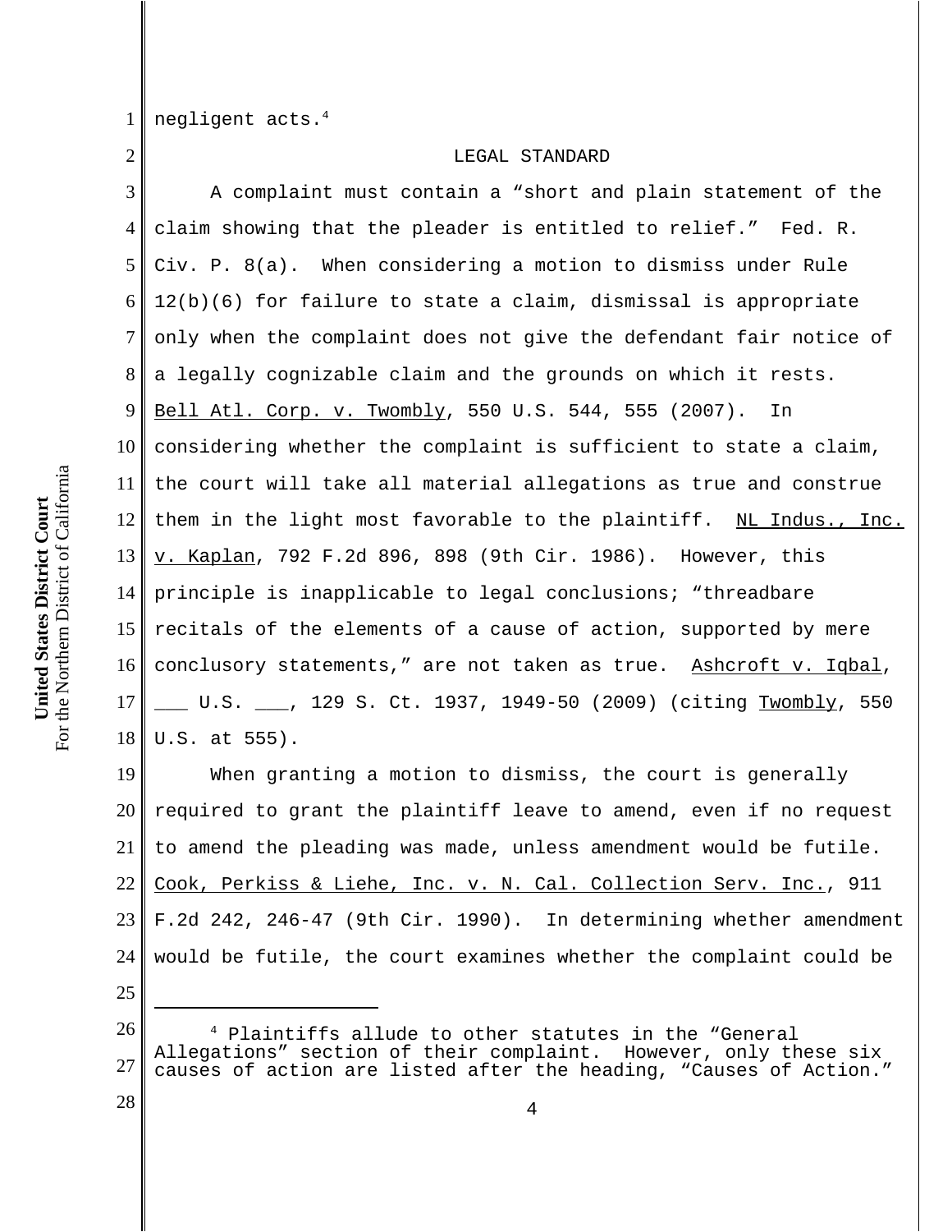negligent acts.[4]

LEGAL STANDARD

A complaint must contain a "short and plain statement of the claim showing that the pleader is entitled to relief." Fed. R. Civ. P. 8(a). When considering a motion to dismiss under Rule 12(b)(6) for failure to state a claim, dismissal is appropriate only when the complaint does not give the defendant fair notice of a legally cognizable claim and the grounds on which it rests. Bell Atl. Corp. v. Twombly, 550 U.S. 544, 555 (2007). In considering whether the complaint is sufficient to state a claim, the court will take all material allegations as true and construe them in the light most favorable to the plaintiff. NL Indus., Inc. v. Kaplan, 792 F.2d 896, 898 (9th Cir. 1986). However, this principle is inapplicable to legal conclusions; "threadbare recitals of the elements of a cause of action, supported by mere conclusory statements," are not taken as true. Ashcroft v. Iqbal, ___ U.S. ___, 129 S. Ct. 1937, 1949-50 (2009) (citing Twombly, 550 U.S. at 555).

When granting a motion to dismiss, the court is generally required to grant the plaintiff leave to amend, even if no request to amend the pleading was made, unless amendment would be futile. Cook, Perkiss & Liehe, Inc. v. N. Cal. Collection Serv. Inc., 911 F.2d 242, 246-47 (9th Cir. 1990). In determining whether amendment would be futile, the court examines whether the complaint could be

---

[4] Plaintiffs allude to other statutes in the "General Allegations" section of their complaint. However, only these six causes of action are listed after the heading, "Causes of Action."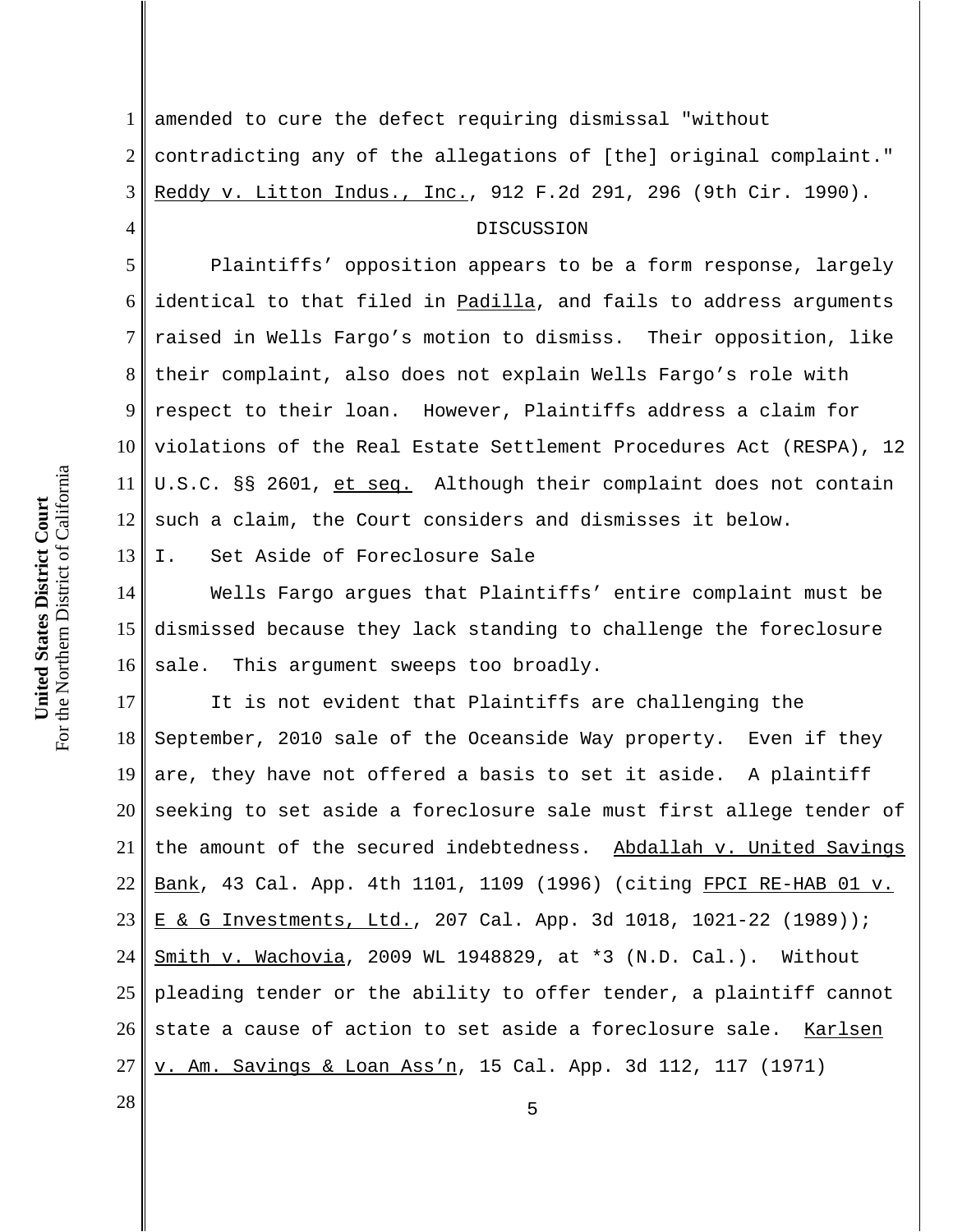amended to cure the defect requiring dismissal "without contradicting any of the allegations of [the] original complaint." Reddy v. Litton Indus., Inc., 912 F.2d 291, 296 (9th Cir. 1990).

DISCUSSION

Plaintiffs' opposition appears to be a form response, largely identical to that filed in Padilla, and fails to address arguments raised in Wells Fargo's motion to dismiss. Their opposition, like their complaint, also does not explain Wells Fargo's role with respect to their loan. However, Plaintiffs address a claim for violations of the Real Estate Settlement Procedures Act (RESPA), 12 U.S.C. §§ 2601, et seq. Although their complaint does not contain such a claim, the Court considers and dismisses it below.

I. Set Aside of Foreclosure Sale

Wells Fargo argues that Plaintiffs' entire complaint must be dismissed because they lack standing to challenge the foreclosure sale. This argument sweeps too broadly.

It is not evident that Plaintiffs are challenging the September, 2010 sale of the Oceanside Way property. Even if they are, they have not offered a basis to set it aside. A plaintiff seeking to set aside a foreclosure sale must first allege tender of the amount of the secured indebtedness. Abdallah v. United Savings Bank, 43 Cal. App. 4th 1101, 1109 (1996) (citing FPCI RE-HAB 01 v. E & G Investments, Ltd., 207 Cal. App. 3d 1018, 1021-22 (1989)); Smith v. Wachovia, 2009 WL 1948829, at *3 (N.D. Cal.). Without pleading tender or the ability to offer tender, a plaintiff cannot state a cause of action to set aside a foreclosure sale. Karlsen v. Am. Savings & Loan Ass'n, 15 Cal. App. 3d 112, 117 (1971)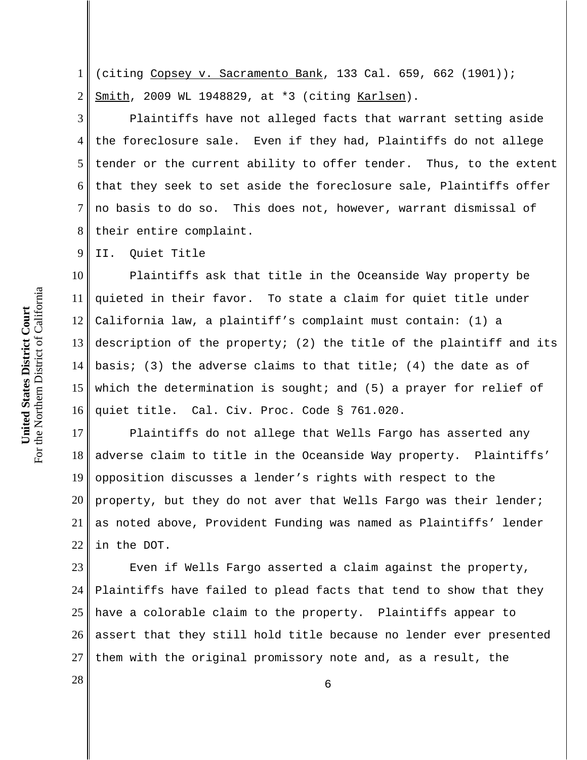(citing Copsey v. Sacramento Bank, 133 Cal. 659, 662 (1901)); Smith, 2009 WL 1948829, at *3 (citing Karlsen).

Plaintiffs have not alleged facts that warrant setting aside the foreclosure sale. Even if they had, Plaintiffs do not allege tender or the current ability to offer tender. Thus, to the extent that they seek to set aside the foreclosure sale, Plaintiffs offer no basis to do so. This does not, however, warrant dismissal of their entire complaint.

## II. Quiet Title

Plaintiffs ask that title in the Oceanside Way property be quieted in their favor. To state a claim for quiet title under California law, a plaintiff's complaint must contain: (1) a description of the property; (2) the title of the plaintiff and its basis; (3) the adverse claims to that title; (4) the date as of which the determination is sought; and (5) a prayer for relief of quiet title. Cal. Civ. Proc. Code § 761.020.

Plaintiffs do not allege that Wells Fargo has asserted any adverse claim to title in the Oceanside Way property. Plaintiffs' opposition discusses a lender's rights with respect to the property, but they do not aver that Wells Fargo was their lender; as noted above, Provident Funding was named as Plaintiffs' lender in the DOT.

Even if Wells Fargo asserted a claim against the property, Plaintiffs have failed to plead facts that tend to show that they have a colorable claim to the property. Plaintiffs appear to assert that they still hold title because no lender ever presented them with the original promissory note and, as a result, the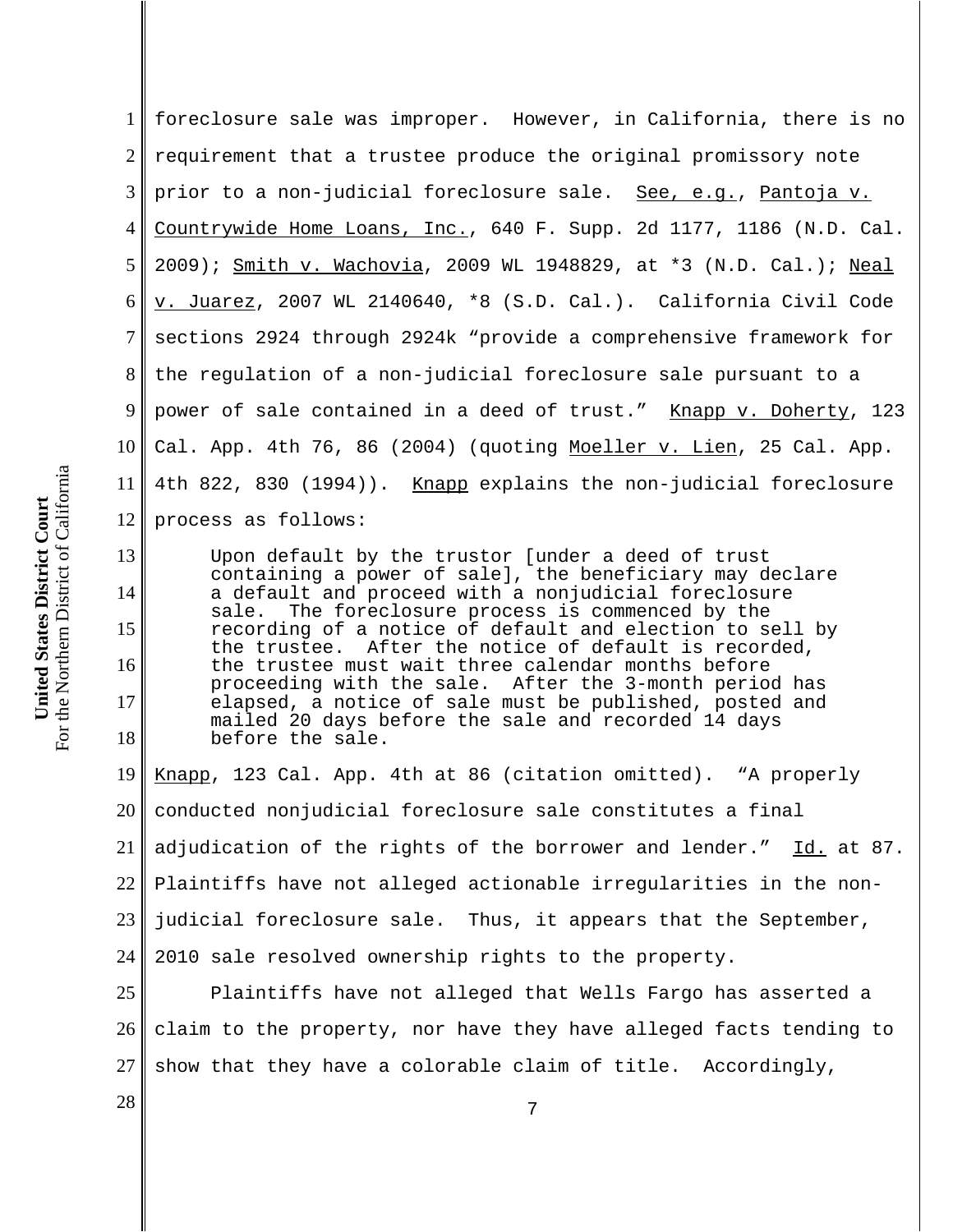foreclosure sale was improper. However, in California, there is no requirement that a trustee produce the original promissory note prior to a non-judicial foreclosure sale. See, e.g., Pantoja v. Countrywide Home Loans, Inc., 640 F. Supp. 2d 1177, 1186 (N.D. Cal. 2009); Smith v. Wachovia, 2009 WL 1948829, at *3 (N.D. Cal.); Neal v. Juarez, 2007 WL 2140640, *8 (S.D. Cal.). California Civil Code sections 2924 through 2924k "provide a comprehensive framework for the regulation of a non-judicial foreclosure sale pursuant to a power of sale contained in a deed of trust." Knapp v. Doherty, 123 Cal. App. 4th 76, 86 (2004) (quoting Moeller v. Lien, 25 Cal. App. 4th 822, 830 (1994)). Knapp explains the non-judicial foreclosure process as follows:

> Upon default by the trustor [under a deed of trust containing a power of sale], the beneficiary may declare a default and proceed with a nonjudicial foreclosure sale. The foreclosure process is commenced by the recording of a notice of default and election to sell by the trustee. After the notice of default is recorded, the trustee must wait three calendar months before proceeding with the sale. After the 3-month period has elapsed, a notice of sale must be published, posted and mailed 20 days before the sale and recorded 14 days before the sale.

Knapp, 123 Cal. App. 4th at 86 (citation omitted). "A properly conducted nonjudicial foreclosure sale constitutes a final adjudication of the rights of the borrower and lender." Id. at 87. Plaintiffs have not alleged actionable irregularities in the non-judicial foreclosure sale. Thus, it appears that the September, 2010 sale resolved ownership rights to the property.

Plaintiffs have not alleged that Wells Fargo has asserted a claim to the property, nor have they have alleged facts tending to show that they have a colorable claim of title. Accordingly,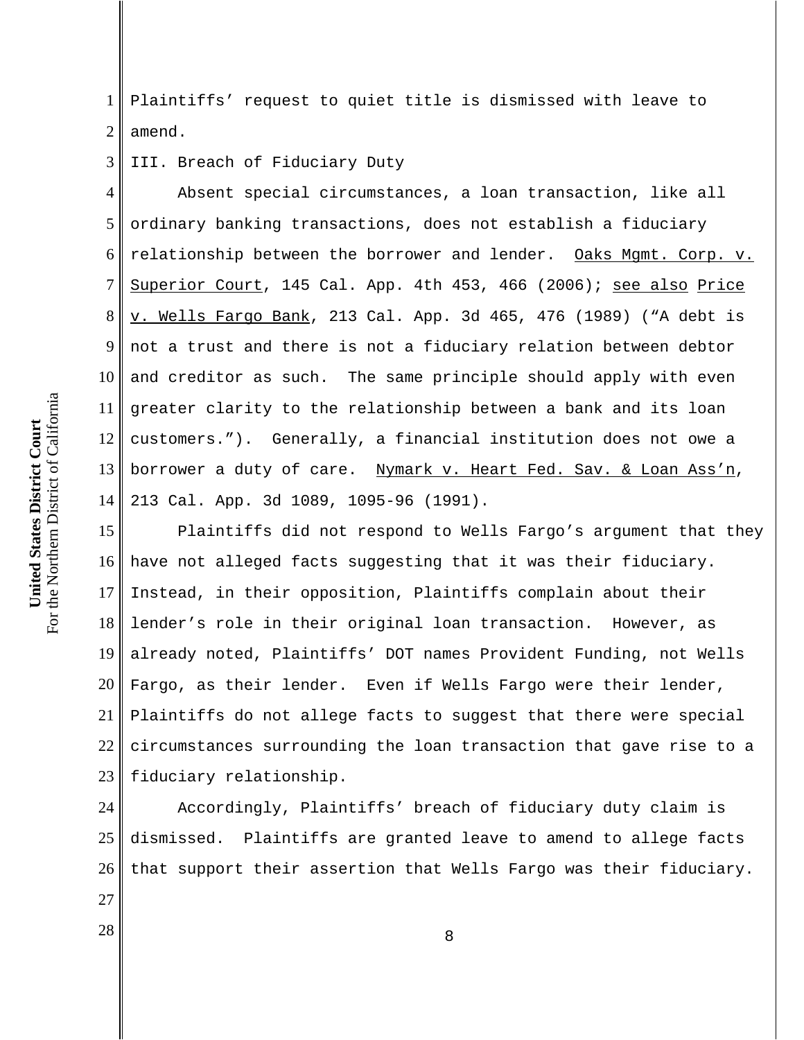Plaintiffs' request to quiet title is dismissed with leave to amend.

III. Breach of Fiduciary Duty

Absent special circumstances, a loan transaction, like all ordinary banking transactions, does not establish a fiduciary relationship between the borrower and lender. Oaks Mgmt. Corp. v. Superior Court, 145 Cal. App. 4th 453, 466 (2006); see also Price v. Wells Fargo Bank, 213 Cal. App. 3d 465, 476 (1989) ("A debt is not a trust and there is not a fiduciary relation between debtor and creditor as such. The same principle should apply with even greater clarity to the relationship between a bank and its loan customers."). Generally, a financial institution does not owe a borrower a duty of care. Nymark v. Heart Fed. Sav. & Loan Ass'n, 213 Cal. App. 3d 1089, 1095-96 (1991).

Plaintiffs did not respond to Wells Fargo's argument that they have not alleged facts suggesting that it was their fiduciary. Instead, in their opposition, Plaintiffs complain about their lender's role in their original loan transaction. However, as already noted, Plaintiffs' DOT names Provident Funding, not Wells Fargo, as their lender. Even if Wells Fargo were their lender, Plaintiffs do not allege facts to suggest that there were special circumstances surrounding the loan transaction that gave rise to a fiduciary relationship.

Accordingly, Plaintiffs' breach of fiduciary duty claim is dismissed. Plaintiffs are granted leave to amend to allege facts that support their assertion that Wells Fargo was their fiduciary.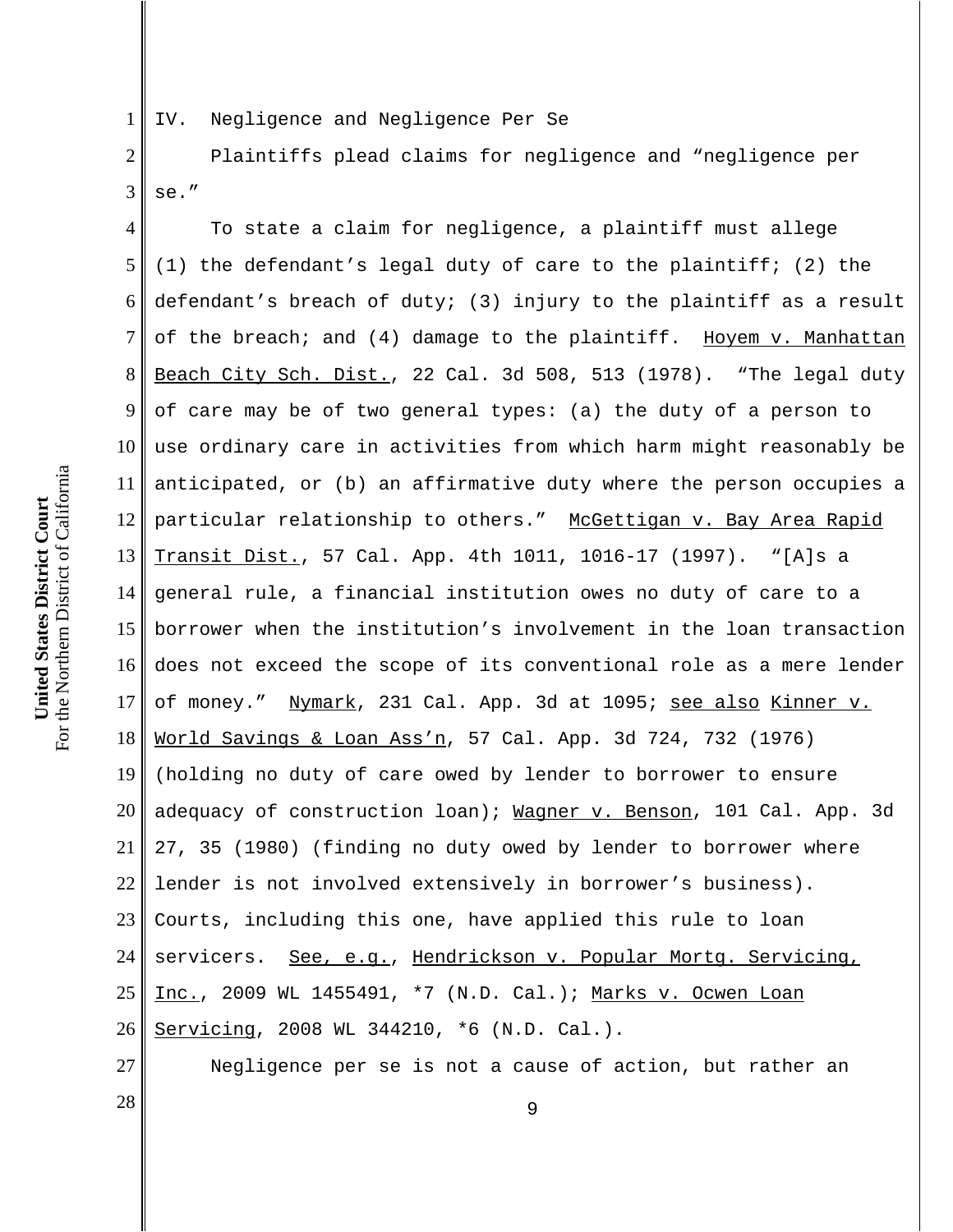## IV. Negligence and Negligence Per Se

Plaintiffs plead claims for negligence and "negligence per se."

To state a claim for negligence, a plaintiff must allege (1) the defendant's legal duty of care to the plaintiff; (2) the defendant's breach of duty; (3) injury to the plaintiff as a result of the breach; and (4) damage to the plaintiff. Hoyem v. Manhattan Beach City Sch. Dist., 22 Cal. 3d 508, 513 (1978). "The legal duty of care may be of two general types: (a) the duty of a person to use ordinary care in activities from which harm might reasonably be anticipated, or (b) an affirmative duty where the person occupies a particular relationship to others." McGettigan v. Bay Area Rapid Transit Dist., 57 Cal. App. 4th 1011, 1016-17 (1997). "[A]s a general rule, a financial institution owes no duty of care to a borrower when the institution's involvement in the loan transaction does not exceed the scope of its conventional role as a mere lender of money." Nymark, 231 Cal. App. 3d at 1095; see also Kinner v. World Savings & Loan Ass'n, 57 Cal. App. 3d 724, 732 (1976) (holding no duty of care owed by lender to borrower to ensure adequacy of construction loan); Wagner v. Benson, 101 Cal. App. 3d 27, 35 (1980) (finding no duty owed by lender to borrower where lender is not involved extensively in borrower's business). Courts, including this one, have applied this rule to loan servicers. See, e.g., Hendrickson v. Popular Mortg. Servicing, Inc., 2009 WL 1455491, *7 (N.D. Cal.); Marks v. Ocwen Loan Servicing, 2008 WL 344210, *6 (N.D. Cal.).

Negligence per se is not a cause of action, but rather an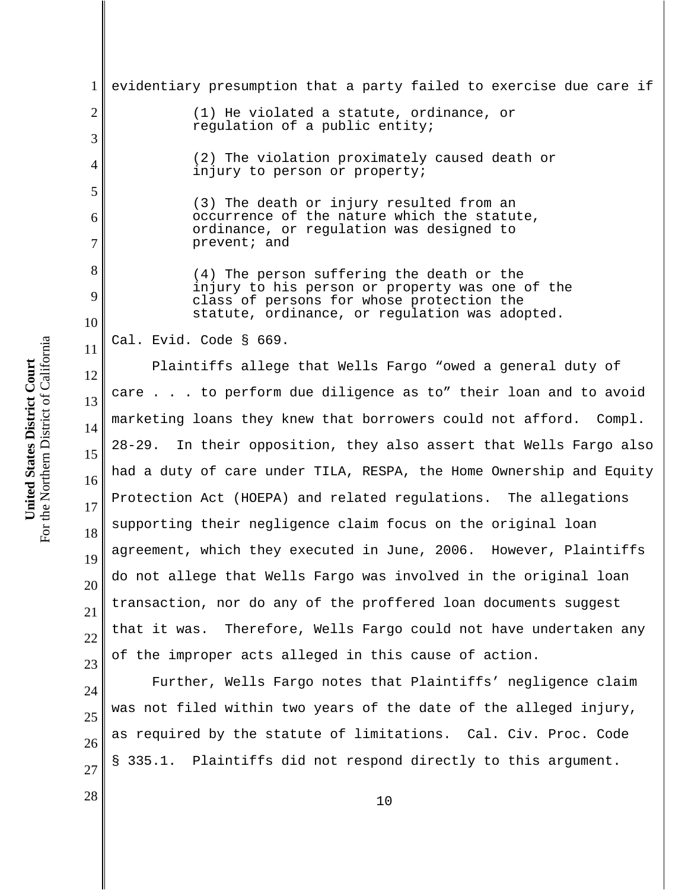evidentiary presumption that a party failed to exercise due care if

> (1) He violated a statute, ordinance, or regulation of a public entity;
>
> (2) The violation proximately caused death or injury to person or property;
>
> (3) The death or injury resulted from an occurrence of the nature which the statute, ordinance, or regulation was designed to prevent; and
>
> (4) The person suffering the death or the injury to his person or property was one of the class of persons for whose protection the statute, ordinance, or regulation was adopted.

Cal. Evid. Code § 669.

Plaintiffs allege that Wells Fargo "owed a general duty of care . . . to perform due diligence as to" their loan and to avoid marketing loans they knew that borrowers could not afford. Compl. 28-29. In their opposition, they also assert that Wells Fargo also had a duty of care under TILA, RESPA, the Home Ownership and Equity Protection Act (HOEPA) and related regulations. The allegations supporting their negligence claim focus on the original loan agreement, which they executed in June, 2006. However, Plaintiffs do not allege that Wells Fargo was involved in the original loan transaction, nor do any of the proffered loan documents suggest that it was. Therefore, Wells Fargo could not have undertaken any of the improper acts alleged in this cause of action.

Further, Wells Fargo notes that Plaintiffs' negligence claim was not filed within two years of the date of the alleged injury, as required by the statute of limitations. Cal. Civ. Proc. Code § 335.1. Plaintiffs did not respond directly to this argument.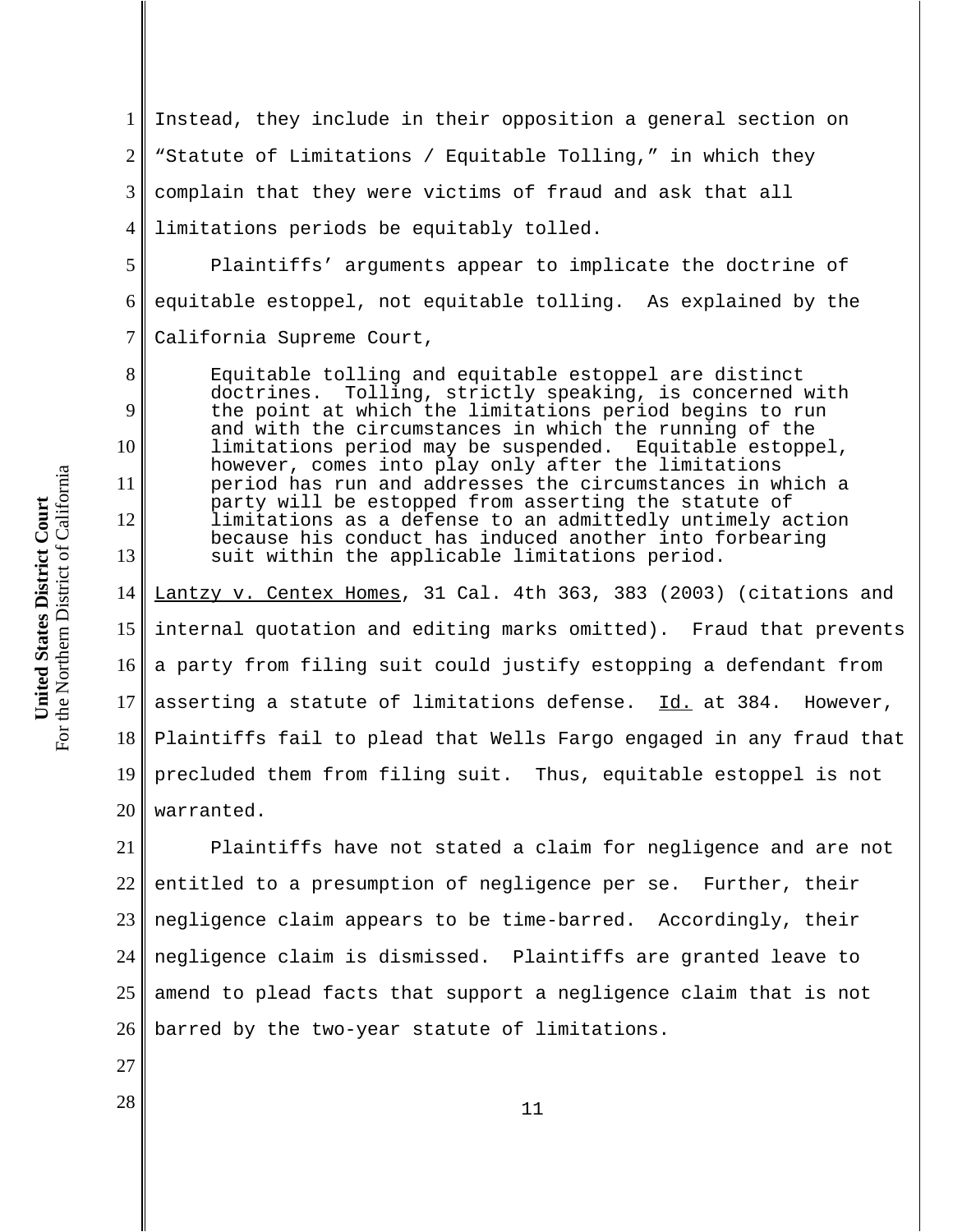Instead, they include in their opposition a general section on "Statute of Limitations / Equitable Tolling," in which they complain that they were victims of fraud and ask that all limitations periods be equitably tolled.

Plaintiffs' arguments appear to implicate the doctrine of equitable estoppel, not equitable tolling. As explained by the California Supreme Court,

> Equitable tolling and equitable estoppel are distinct doctrines. Tolling, strictly speaking, is concerned with the point at which the limitations period begins to run and with the circumstances in which the running of the limitations period may be suspended. Equitable estoppel, however, comes into play only after the limitations period has run and addresses the circumstances in which a party will be estopped from asserting the statute of limitations as a defense to an admittedly untimely action because his conduct has induced another into forbearing suit within the applicable limitations period.

Lantzy v. Centex Homes, 31 Cal. 4th 363, 383 (2003) (citations and internal quotation and editing marks omitted). Fraud that prevents a party from filing suit could justify estopping a defendant from asserting a statute of limitations defense. Id. at 384. However, Plaintiffs fail to plead that Wells Fargo engaged in any fraud that precluded them from filing suit. Thus, equitable estoppel is not warranted.

Plaintiffs have not stated a claim for negligence and are not entitled to a presumption of negligence per se. Further, their negligence claim appears to be time-barred. Accordingly, their negligence claim is dismissed. Plaintiffs are granted leave to amend to plead facts that support a negligence claim that is not barred by the two-year statute of limitations.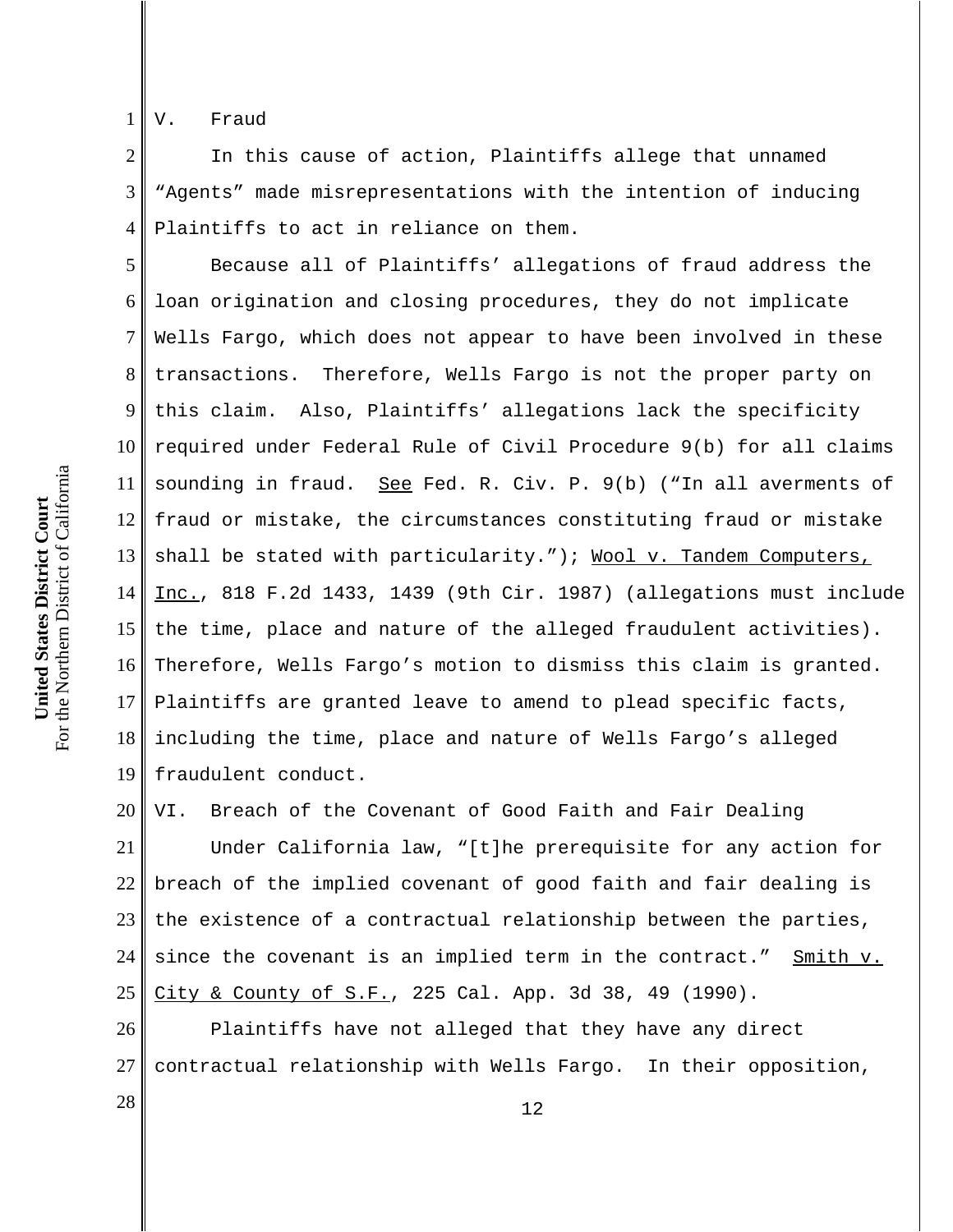## V. Fraud

In this cause of action, Plaintiffs allege that unnamed "Agents" made misrepresentations with the intention of inducing Plaintiffs to act in reliance on them.

Because all of Plaintiffs' allegations of fraud address the loan origination and closing procedures, they do not implicate Wells Fargo, which does not appear to have been involved in these transactions. Therefore, Wells Fargo is not the proper party on this claim. Also, Plaintiffs' allegations lack the specificity required under Federal Rule of Civil Procedure 9(b) for all claims sounding in fraud. See Fed. R. Civ. P. 9(b) ("In all averments of fraud or mistake, the circumstances constituting fraud or mistake shall be stated with particularity."); Wool v. Tandem Computers, Inc., 818 F.2d 1433, 1439 (9th Cir. 1987) (allegations must include the time, place and nature of the alleged fraudulent activities). Therefore, Wells Fargo's motion to dismiss this claim is granted. Plaintiffs are granted leave to amend to plead specific facts, including the time, place and nature of Wells Fargo's alleged fraudulent conduct.

## VI. Breach of the Covenant of Good Faith and Fair Dealing

Under California law, "[t]he prerequisite for any action for breach of the implied covenant of good faith and fair dealing is the existence of a contractual relationship between the parties, since the covenant is an implied term in the contract." Smith v. City & County of S.F., 225 Cal. App. 3d 38, 49 (1990).

Plaintiffs have not alleged that they have any direct contractual relationship with Wells Fargo. In their opposition,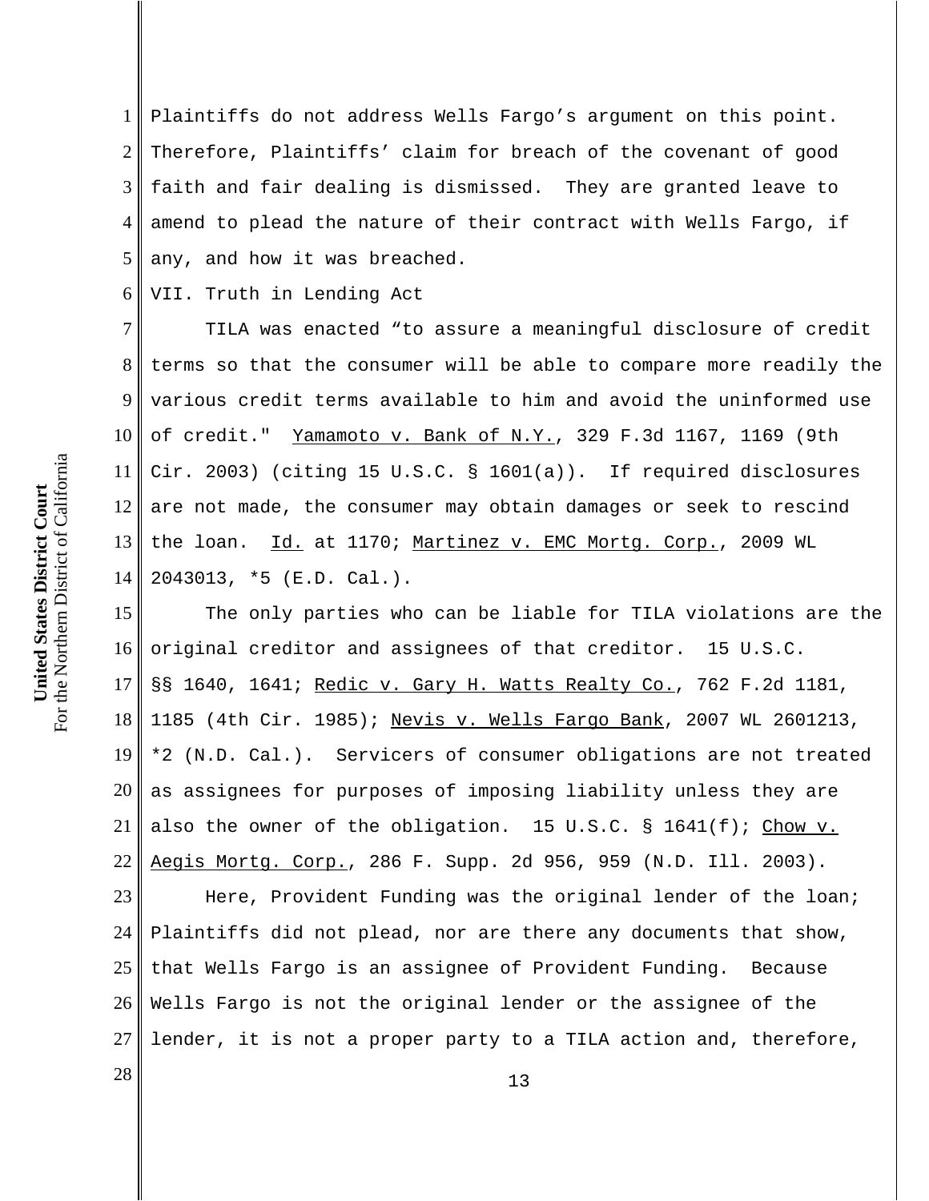Plaintiffs do not address Wells Fargo's argument on this point. Therefore, Plaintiffs' claim for breach of the covenant of good faith and fair dealing is dismissed. They are granted leave to amend to plead the nature of their contract with Wells Fargo, if any, and how it was breached.

## VII. Truth in Lending Act

TILA was enacted "to assure a meaningful disclosure of credit terms so that the consumer will be able to compare more readily the various credit terms available to him and avoid the uninformed use of credit." Yamamoto v. Bank of N.Y., 329 F.3d 1167, 1169 (9th Cir. 2003) (citing 15 U.S.C. § 1601(a)). If required disclosures are not made, the consumer may obtain damages or seek to rescind the loan. Id. at 1170; Martinez v. EMC Mortg. Corp., 2009 WL 2043013, *5 (E.D. Cal.).

The only parties who can be liable for TILA violations are the original creditor and assignees of that creditor. 15 U.S.C. §§ 1640, 1641; Redic v. Gary H. Watts Realty Co., 762 F.2d 1181, 1185 (4th Cir. 1985); Nevis v. Wells Fargo Bank, 2007 WL 2601213, *2 (N.D. Cal.). Servicers of consumer obligations are not treated as assignees for purposes of imposing liability unless they are also the owner of the obligation. 15 U.S.C. § 1641(f); Chow v. Aegis Mortg. Corp., 286 F. Supp. 2d 956, 959 (N.D. Ill. 2003).

Here, Provident Funding was the original lender of the loan; Plaintiffs did not plead, nor are there any documents that show, that Wells Fargo is an assignee of Provident Funding. Because Wells Fargo is not the original lender or the assignee of the lender, it is not a proper party to a TILA action and, therefore,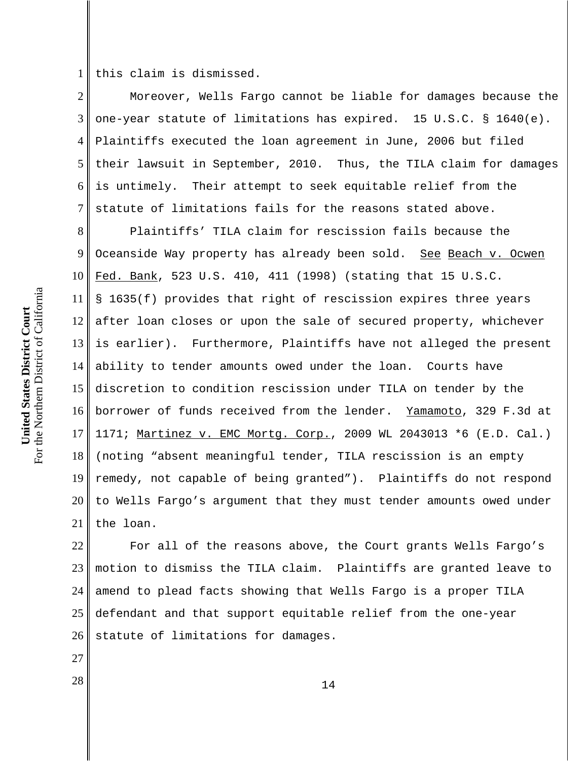this claim is dismissed.

Moreover, Wells Fargo cannot be liable for damages because the one-year statute of limitations has expired. 15 U.S.C. § 1640(e). Plaintiffs executed the loan agreement in June, 2006 but filed their lawsuit in September, 2010. Thus, the TILA claim for damages is untimely. Their attempt to seek equitable relief from the statute of limitations fails for the reasons stated above.

Plaintiffs' TILA claim for rescission fails because the Oceanside Way property has already been sold. See Beach v. Ocwen Fed. Bank, 523 U.S. 410, 411 (1998) (stating that 15 U.S.C. § 1635(f) provides that right of rescission expires three years after loan closes or upon the sale of secured property, whichever is earlier). Furthermore, Plaintiffs have not alleged the present ability to tender amounts owed under the loan. Courts have discretion to condition rescission under TILA on tender by the borrower of funds received from the lender. Yamamoto, 329 F.3d at 1171; Martinez v. EMC Mortg. Corp., 2009 WL 2043013 *6 (E.D. Cal.) (noting "absent meaningful tender, TILA rescission is an empty remedy, not capable of being granted"). Plaintiffs do not respond to Wells Fargo's argument that they must tender amounts owed under the loan.

For all of the reasons above, the Court grants Wells Fargo's motion to dismiss the TILA claim. Plaintiffs are granted leave to amend to plead facts showing that Wells Fargo is a proper TILA defendant and that support equitable relief from the one-year statute of limitations for damages.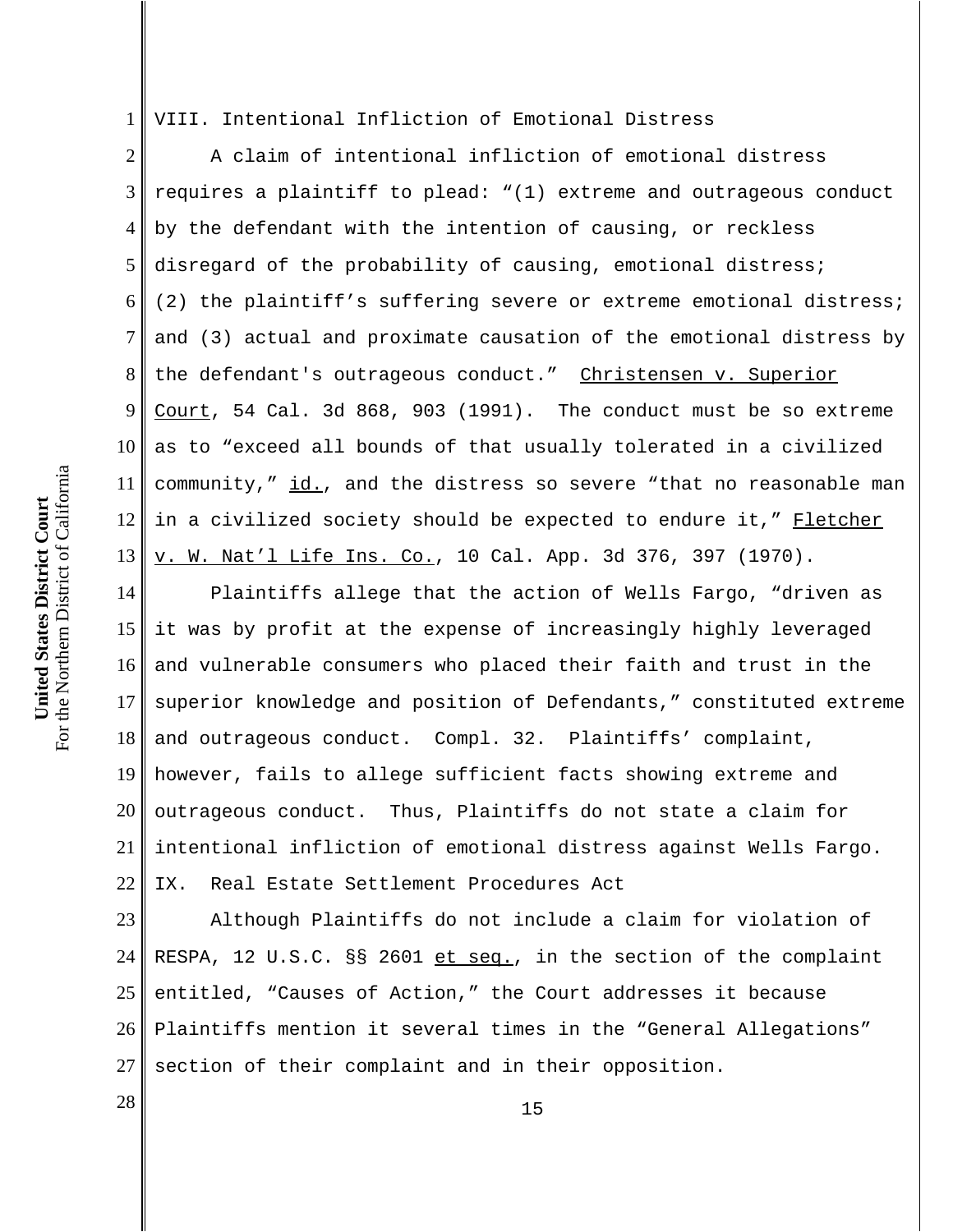## VIII. Intentional Infliction of Emotional Distress

A claim of intentional infliction of emotional distress requires a plaintiff to plead: "(1) extreme and outrageous conduct by the defendant with the intention of causing, or reckless disregard of the probability of causing, emotional distress; (2) the plaintiff's suffering severe or extreme emotional distress; and (3) actual and proximate causation of the emotional distress by the defendant's outrageous conduct." Christensen v. Superior Court, 54 Cal. 3d 868, 903 (1991). The conduct must be so extreme as to "exceed all bounds of that usually tolerated in a civilized community," id., and the distress so severe "that no reasonable man in a civilized society should be expected to endure it," Fletcher v. W. Nat'l Life Ins. Co., 10 Cal. App. 3d 376, 397 (1970).

Plaintiffs allege that the action of Wells Fargo, "driven as it was by profit at the expense of increasingly highly leveraged and vulnerable consumers who placed their faith and trust in the superior knowledge and position of Defendants," constituted extreme and outrageous conduct. Compl. 32. Plaintiffs' complaint, however, fails to allege sufficient facts showing extreme and outrageous conduct. Thus, Plaintiffs do not state a claim for intentional infliction of emotional distress against Wells Fargo.

## IX. Real Estate Settlement Procedures Act

Although Plaintiffs do not include a claim for violation of RESPA, 12 U.S.C. §§ 2601 et seq., in the section of the complaint entitled, "Causes of Action," the Court addresses it because Plaintiffs mention it several times in the "General Allegations" section of their complaint and in their opposition.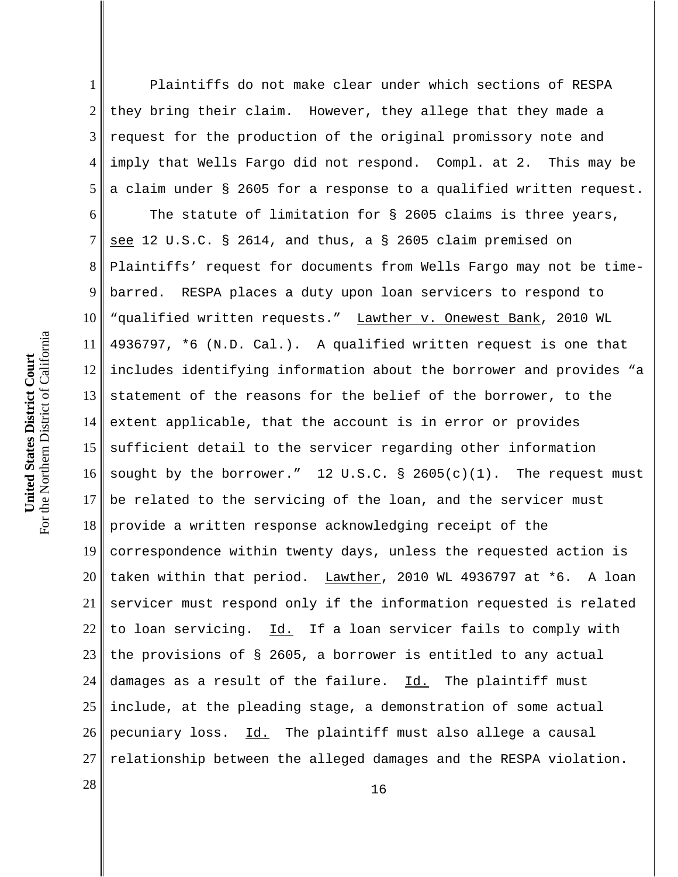Plaintiffs do not make clear under which sections of RESPA they bring their claim. However, they allege that they made a request for the production of the original promissory note and imply that Wells Fargo did not respond. Compl. at 2. This may be a claim under § 2605 for a response to a qualified written request.

The statute of limitation for § 2605 claims is three years, see 12 U.S.C. § 2614, and thus, a § 2605 claim premised on Plaintiffs' request for documents from Wells Fargo may not be time-barred. RESPA places a duty upon loan servicers to respond to "qualified written requests." Lawther v. Onewest Bank, 2010 WL 4936797, *6 (N.D. Cal.). A qualified written request is one that includes identifying information about the borrower and provides "a statement of the reasons for the belief of the borrower, to the extent applicable, that the account is in error or provides sufficient detail to the servicer regarding other information sought by the borrower." 12 U.S.C. § 2605(c)(1). The request must be related to the servicing of the loan, and the servicer must provide a written response acknowledging receipt of the correspondence within twenty days, unless the requested action is taken within that period. Lawther, 2010 WL 4936797 at *6. A loan servicer must respond only if the information requested is related to loan servicing. Id. If a loan servicer fails to comply with the provisions of § 2605, a borrower is entitled to any actual damages as a result of the failure. Id. The plaintiff must include, at the pleading stage, a demonstration of some actual pecuniary loss. Id. The plaintiff must also allege a causal relationship between the alleged damages and the RESPA violation.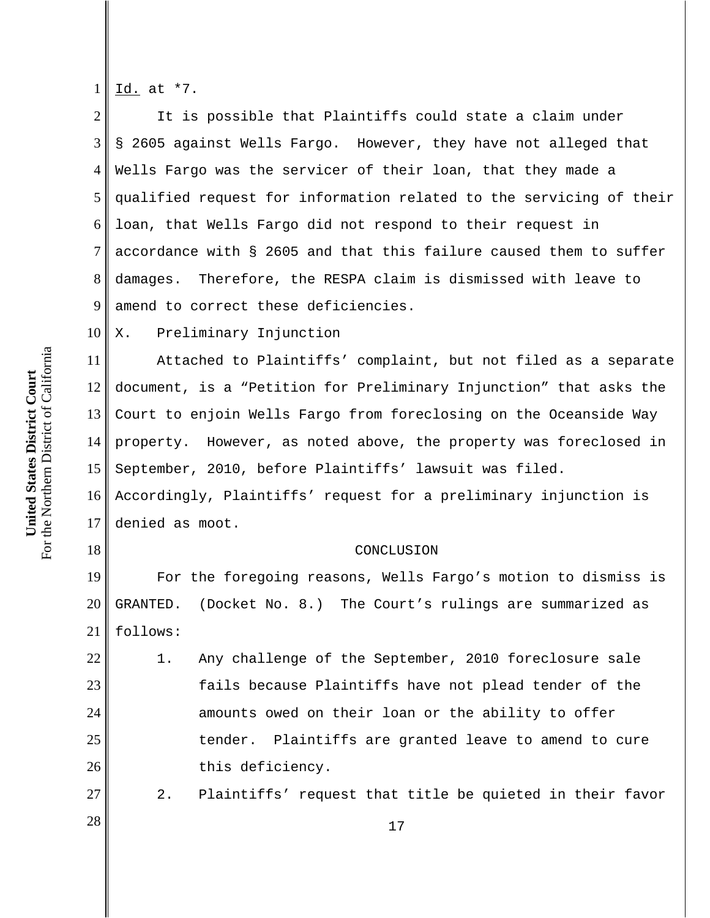Id. at *7.

It is possible that Plaintiffs could state a claim under § 2605 against Wells Fargo. However, they have not alleged that Wells Fargo was the servicer of their loan, that they made a qualified request for information related to the servicing of their loan, that Wells Fargo did not respond to their request in accordance with § 2605 and that this failure caused them to suffer damages. Therefore, the RESPA claim is dismissed with leave to amend to correct these deficiencies.

X. Preliminary Injunction

Attached to Plaintiffs' complaint, but not filed as a separate document, is a "Petition for Preliminary Injunction" that asks the Court to enjoin Wells Fargo from foreclosing on the Oceanside Way property. However, as noted above, the property was foreclosed in September, 2010, before Plaintiffs' lawsuit was filed. Accordingly, Plaintiffs' request for a preliminary injunction is denied as moot.

CONCLUSION

For the foregoing reasons, Wells Fargo's motion to dismiss is GRANTED. (Docket No. 8.) The Court's rulings are summarized as follows:

1. Any challenge of the September, 2010 foreclosure sale fails because Plaintiffs have not plead tender of the amounts owed on their loan or the ability to offer tender. Plaintiffs are granted leave to amend to cure this deficiency.

2. Plaintiffs' request that title be quieted in their favor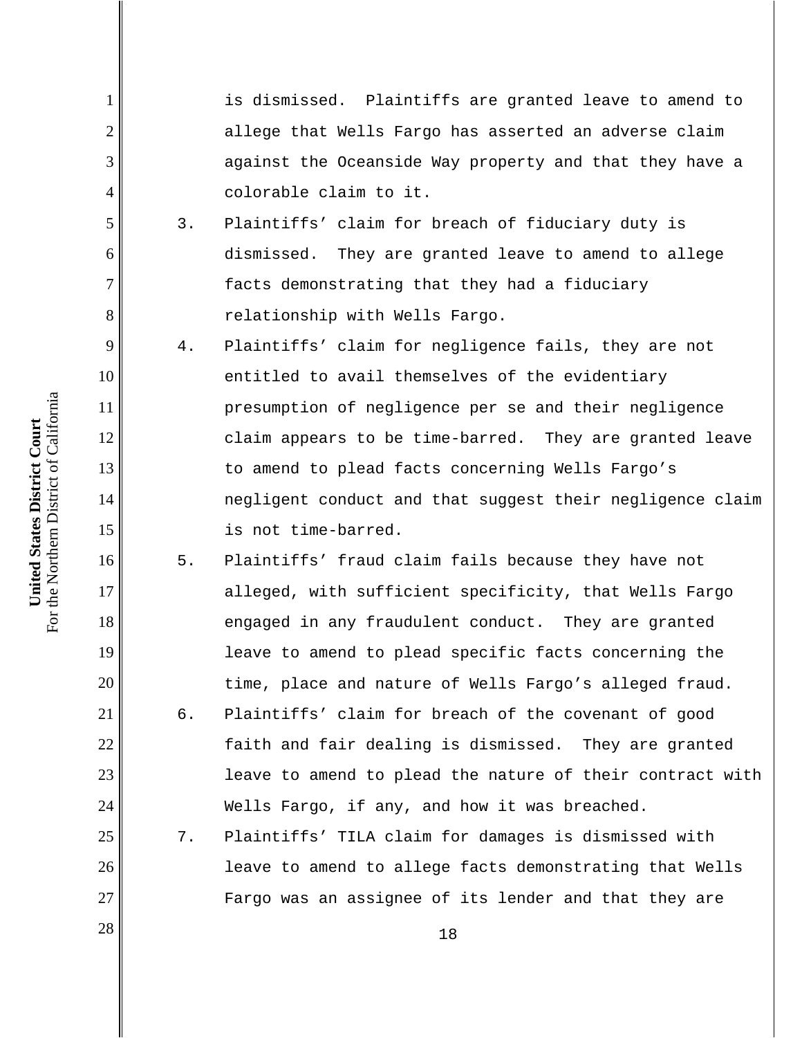is dismissed. Plaintiffs are granted leave to amend to allege that Wells Fargo has asserted an adverse claim against the Oceanside Way property and that they have a colorable claim to it.

3. Plaintiffs' claim for breach of fiduciary duty is dismissed. They are granted leave to amend to allege facts demonstrating that they had a fiduciary relationship with Wells Fargo.

4. Plaintiffs' claim for negligence fails, they are not entitled to avail themselves of the evidentiary presumption of negligence per se and their negligence claim appears to be time-barred. They are granted leave to amend to plead facts concerning Wells Fargo's negligent conduct and that suggest their negligence claim is not time-barred.

5. Plaintiffs' fraud claim fails because they have not alleged, with sufficient specificity, that Wells Fargo engaged in any fraudulent conduct. They are granted leave to amend to plead specific facts concerning the time, place and nature of Wells Fargo's alleged fraud.

6. Plaintiffs' claim for breach of the covenant of good faith and fair dealing is dismissed. They are granted leave to amend to plead the nature of their contract with Wells Fargo, if any, and how it was breached.

7. Plaintiffs' TILA claim for damages is dismissed with leave to amend to allege facts demonstrating that Wells Fargo was an assignee of its lender and that they are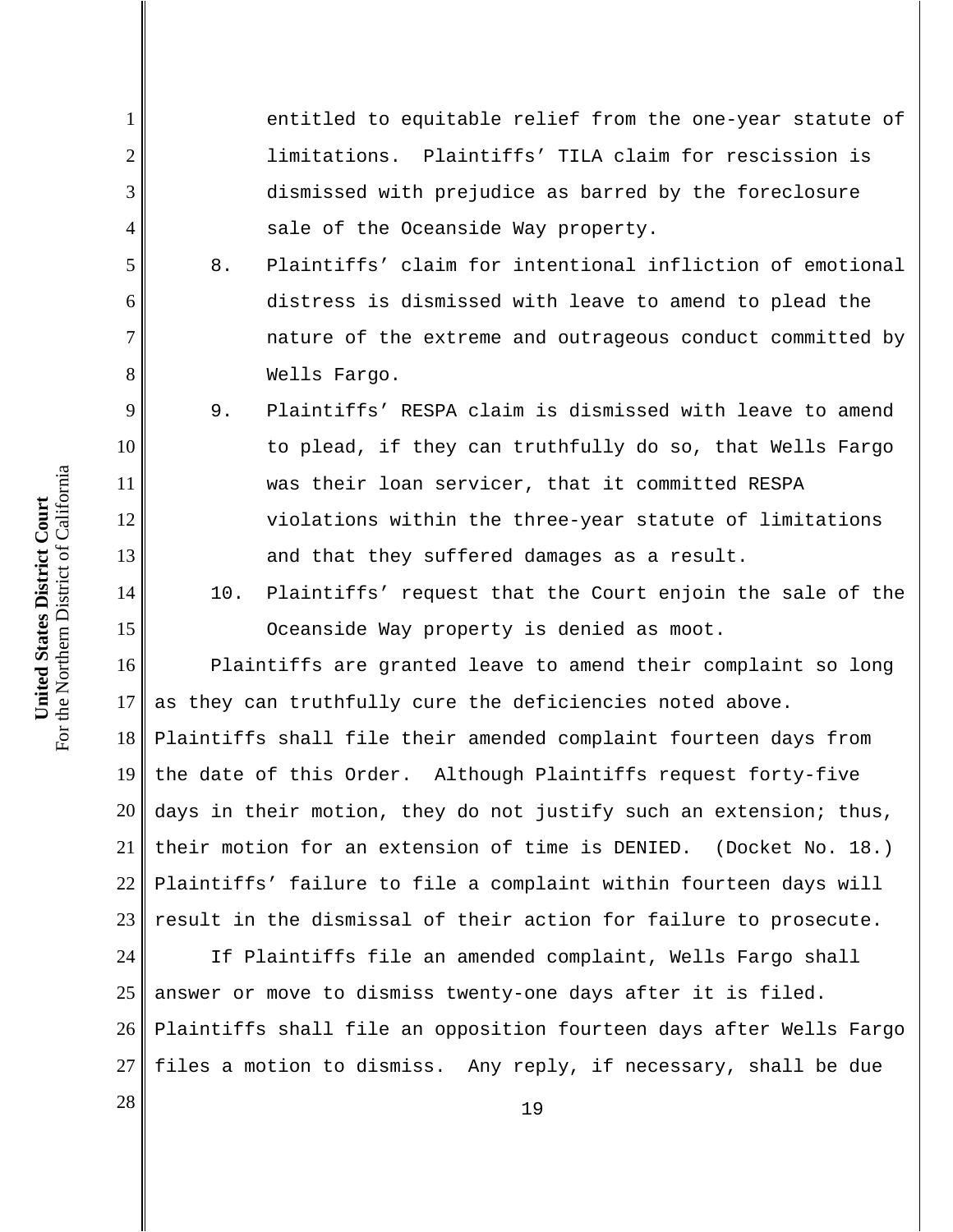entitled to equitable relief from the one-year statute of limitations. Plaintiffs' TILA claim for rescission is dismissed with prejudice as barred by the foreclosure sale of the Oceanside Way property.

8. Plaintiffs' claim for intentional infliction of emotional distress is dismissed with leave to amend to plead the nature of the extreme and outrageous conduct committed by Wells Fargo.

9. Plaintiffs' RESPA claim is dismissed with leave to amend to plead, if they can truthfully do so, that Wells Fargo was their loan servicer, that it committed RESPA violations within the three-year statute of limitations and that they suffered damages as a result.

10. Plaintiffs' request that the Court enjoin the sale of the Oceanside Way property is denied as moot.

Plaintiffs are granted leave to amend their complaint so long as they can truthfully cure the deficiencies noted above. Plaintiffs shall file their amended complaint fourteen days from the date of this Order. Although Plaintiffs request forty-five days in their motion, they do not justify such an extension; thus, their motion for an extension of time is DENIED. (Docket No. 18.) Plaintiffs' failure to file a complaint within fourteen days will result in the dismissal of their action for failure to prosecute.

If Plaintiffs file an amended complaint, Wells Fargo shall answer or move to dismiss twenty-one days after it is filed. Plaintiffs shall file an opposition fourteen days after Wells Fargo files a motion to dismiss. Any reply, if necessary, shall be due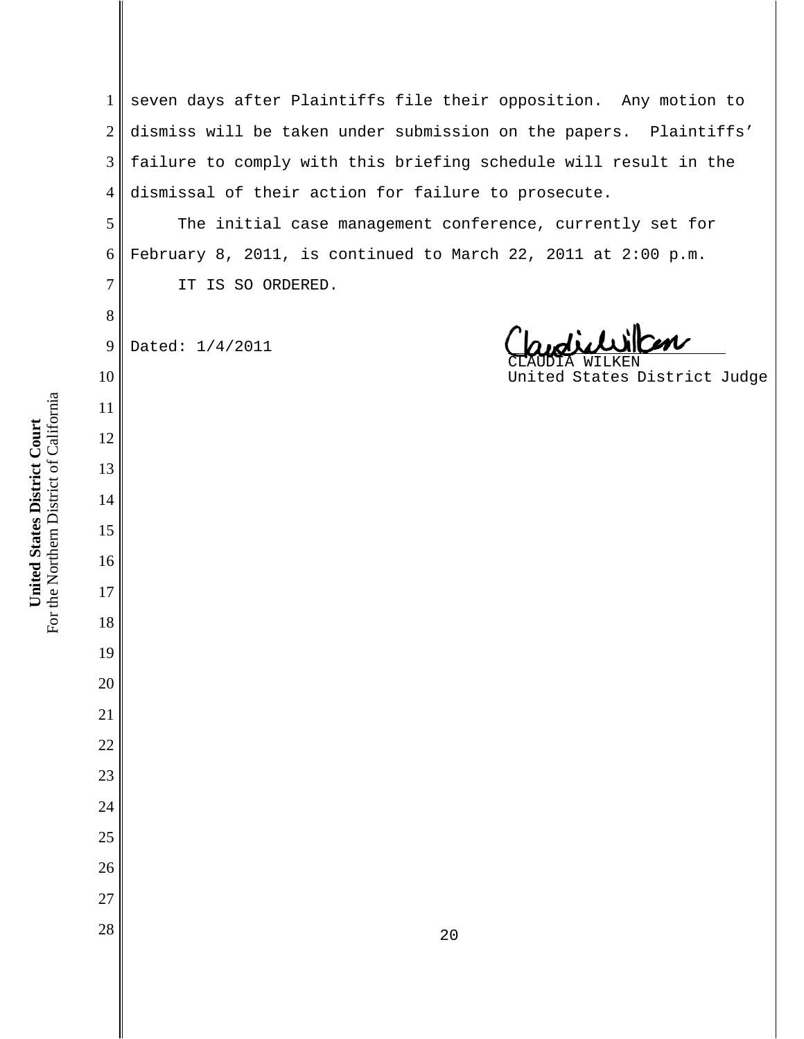seven days after Plaintiffs file their opposition. Any motion to dismiss will be taken under submission on the papers. Plaintiffs' failure to comply with this briefing schedule will result in the dismissal of their action for failure to prosecute.

The initial case management conference, currently set for February 8, 2011, is continued to March 22, 2011 at 2:00 p.m.

IT IS SO ORDERED.

Dated: 1/4/2011

CLAUDIA WILKEN
United States District Judge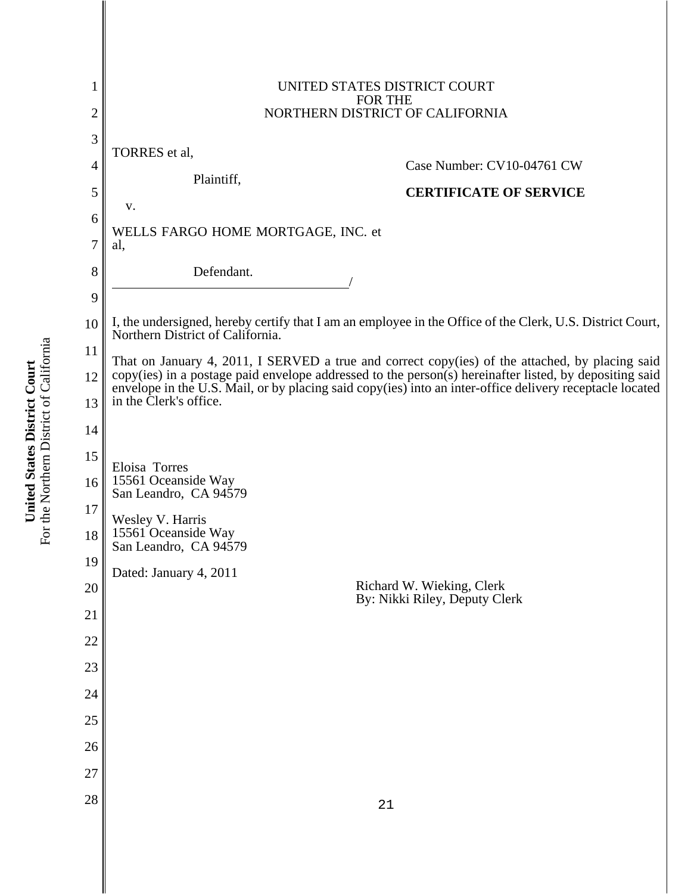UNITED STATES DISTRICT COURT
FOR THE
NORTHERN DISTRICT OF CALIFORNIA

TORRES et al,

Plaintiff,

v.

WELLS FARGO HOME MORTGAGE, INC. et al,

Defendant.
\_\_\_\_\_\_\_\_\_\_\_\_\_\_\_\_\_\_\_\_\_\_\_\_\_\_\_\_\_\_\_\_\_\_\_\_\_\_/

Case Number: CV10-04761 CW

**CERTIFICATE OF SERVICE**

I, the undersigned, hereby certify that I am an employee in the Office of the Clerk, U.S. District Court, Northern District of California.

That on January 4, 2011, I SERVED a true and correct copy(ies) of the attached, by placing said copy(ies) in a postage paid envelope addressed to the person(s) hereinafter listed, by depositing said envelope in the U.S. Mail, or by placing said copy(ies) into an inter-office delivery receptacle located in the Clerk's office.

Eloisa Torres
15561 Oceanside Way
San Leandro, CA 94579

Wesley V. Harris
15561 Oceanside Way
San Leandro, CA 94579

Dated: January 4, 2011

Richard W. Wieking, Clerk
By: Nikki Riley, Deputy Clerk